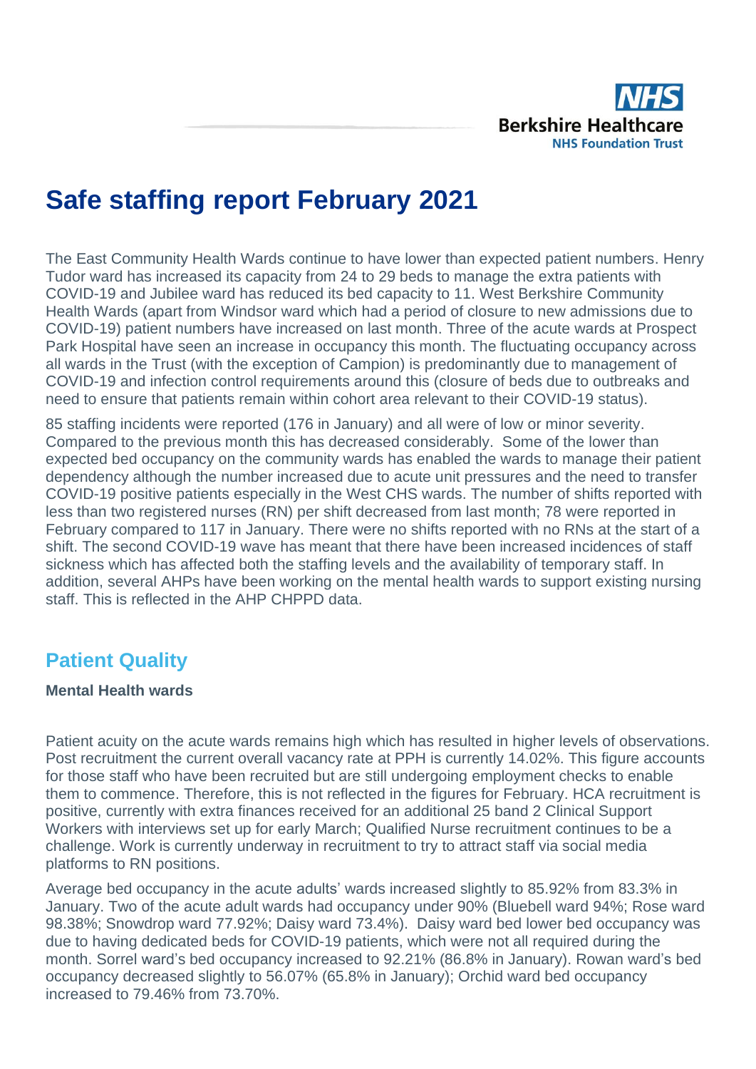# Safe staffing report February 2021

The East Community Health Wards continue to have lower than expected patient numbers. Henry Tudor ward has increased its capacity from 24 to 29 beds to manage the extra patients with COVID-19 and Jubilee ward has reduced its bed capacity to 11. West Berkshire Community Health Wards (apart from Windsor ward which had a period of closure to new admissions due to COVID-19) patient numbers have increased on last month. Three of the acute wards at Prospect Park Hospital have seen an increase in occupancy this month. The fluctuating occupancy across all wards in the Trust (with the exception of Campion) is predominantly due to management of COVID-19 and infection control requirements around this (closure of beds due to outbreaks and need to ensure that patients remain within cohort area relevant to their COVID-19 status).

85 staffing incidents were reported (176 in January) and all were of low or minor severity. Compared to the previous month this has decreased considerably. Some of the lower than expected bed occupancy on the community wards has enabled the wards to manage their patient dependency although the number increased due to acute unit pressures and the need to transfer COVID-19 positive patients especially in the West CHS wards. The number of shifts reported with less than two registered nurses (RN) per shift decreased from last month; 78 were reported in February compared to 117 in January. There were no shifts reported with no RNs at the start of a shift. The second COVID-19 wave has meant that there have been increased incidences of staff sickness which has affected both the staffing levels and the availability of temporary staff. In addition, several AHPs have been working on the mental health wards to support existing nursing staff. This is reflected in the AHP CHPPD data.

## Patient Quality

**Mental Health wards**

Patient acuity on the acute wards remains high which has resulted in higher levels of observations. Post recruitment the current overall vacancy rate at PPH is currently 14.02%. This figure accounts for those staff who have been recruited but are still undergoing employment checks to enable them to commence. Therefore, this is not reflected in the figures for February. HCA recruitment is positive, currently with extra finances received for an additional 25 band 2 Clinical Support Workers with interviews set up for early March; Qualified Nurse recruitment continues to be a challenge. Work is currently underway in recruitment to try to attract staff via social media platforms to RN positions.

Average bed occupancy in the acute adults' wards increased slightly to 85.92% from 83.3% in January. Two of the acute adult wards had occupancy under 90% (Bluebell ward 94%; Rose ward 98.38%; Snowdrop ward 77.92%; Daisy ward 73.4%). Daisy ward bed lower bed occupancy was due to having dedicated beds for COVID-19 patients, which were not all required during the month. Sorrel ward's bed occupancy increased to 92.21% (86.8% in January). Rowan ward's bed occupancy decreased slightly to 56.07% (65.8% in January); Orchid ward bed occupancy increased to 79.46% from 73.70%.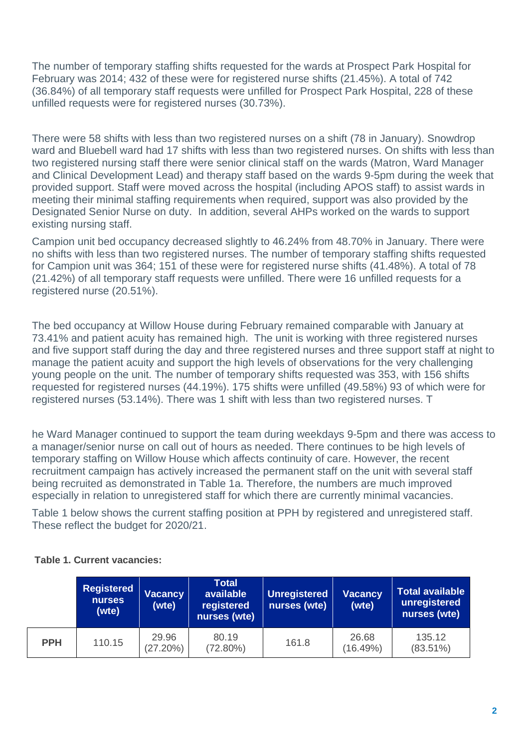The number of temporary staffing shifts requested for the wards at Prospect Park Hospital for February was 2014; 432 of these were for registered nurse shifts (21.45%). A total of 742 (36.84%) of all temporary staff requests were unfilled for Prospect Park Hospital, 228 of these unfilled requests were for registered nurses (30.73%).

There were 58 shifts with less than two registered nurses on a shift (78 in January). Snowdrop ward and Bluebell ward had 17 shifts with less than two registered nurses. On shifts with less than two registered nursing staff there were senior clinical staff on the wards (Matron, Ward Manager and Clinical Development Lead) and therapy staff based on the wards 9-5pm during the week that provided support. Staff were moved across the hospital (including APOS staff) to assist wards in meeting their minimal staffing requirements when required, support was also provided by the Designated Senior Nurse on duty. In addition, several AHPs worked on the wards to support existing nursing staff.

Campion unit bed occupancy decreased slightly to 46.24% from 48.70% in January. There were no shifts with less than two registered nurses. The number of temporary staffing shifts requested for Campion unit was 364; 151 of these were for registered nurse shifts (41.48%). A total of 78 (21.42%) of all temporary staff requests were unfilled. There were 16 unfilled requests for a registered nurse (20.51%).

The bed occupancy at Willow House during February remained comparable with January at 73.41% and patient acuity has remained high. The unit is working with three registered nurses and five support staff during the day and three registered nurses and three support staff at night to manage the patient acuity and support the high levels of observations for the very challenging young people on the unit. The number of temporary shifts requested was 353, with 156 shifts requested for registered nurses (44.19%). 175 shifts were unfilled (49.58%) 93 of which were for registered nurses (53.14%). There was 1 shift with less than two registered nurses. T

he Ward Manager continued to support the team during weekdays 9-5pm and there was access to a manager/senior nurse on call out of hours as needed. There continues to be high levels of temporary staffing on Willow House which affects continuity of care. However, the recent recruitment campaign has actively increased the permanent staff on the unit with several staff being recruited as demonstrated in Table 1a. Therefore, the numbers are much improved especially in relation to unregistered staff for which there are currently minimal vacancies.

Table 1 below shows the current staffing position at PPH by registered and unregistered staff. These reflect the budget for 2020/21.

**Table 1. Current vacancies:**

| | Registered nurses (wte) | Vacancy (wte) | Total available registered nurses (wte) | Unregistered nurses (wte) | Vacancy (wte) | Total available unregistered nurses (wte) |
|---|---|---|---|---|---|---|
| **PPH** | 110.15 | 29.96 (27.20%) | 80.19 (72.80%) | 161.8 | 26.68 (16.49%) | 135.12 (83.51%) |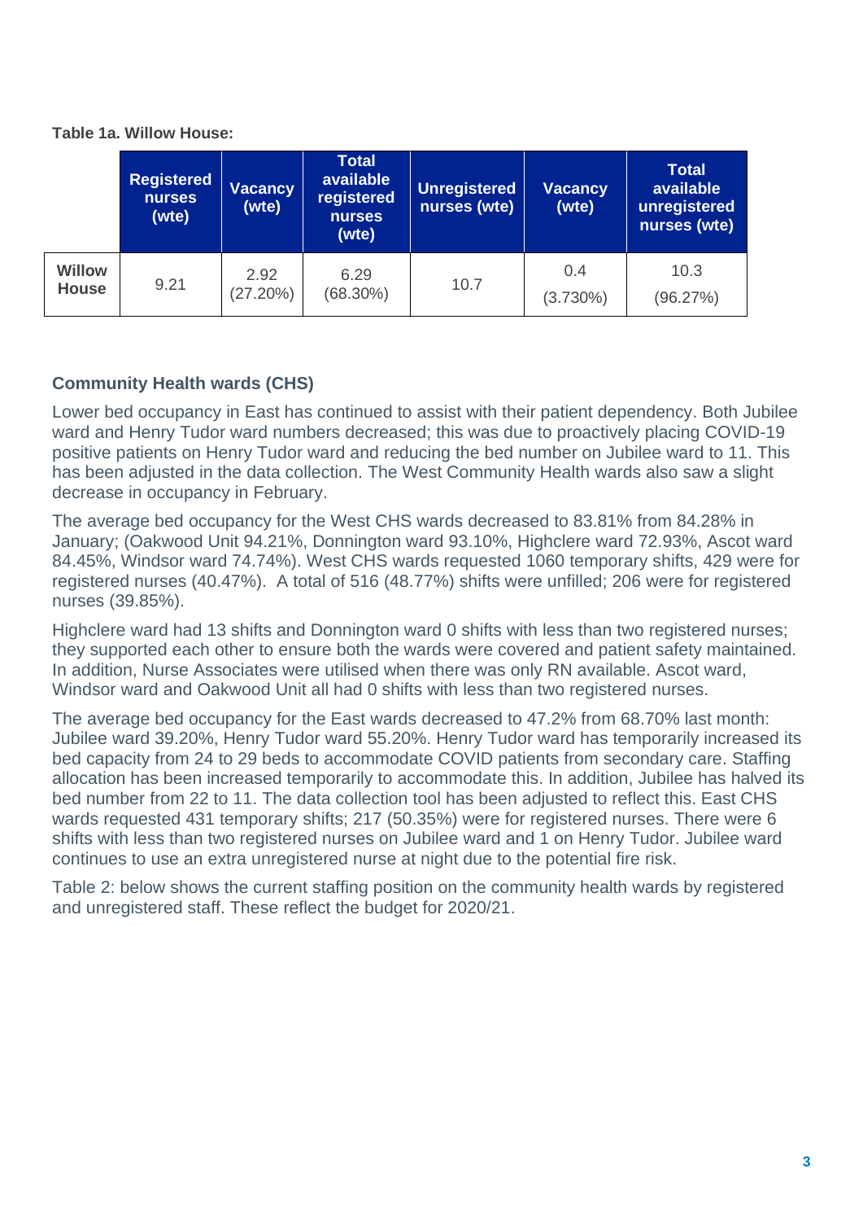**Table 1a. Willow House:**

| | Registered nurses (wte) | Vacancy (wte) | Total available registered nurses (wte) | Unregistered nurses (wte) | Vacancy (wte) | Total available unregistered nurses (wte) |
|---|---|---|---|---|---|---|
| **Willow House** | 9.21 | 2.92 (27.20%) | 6.29 (68.30%) | 10.7 | 0.4 (3.730%) | 10.3 (96.27%) |

### Community Health wards (CHS)

Lower bed occupancy in East has continued to assist with their patient dependency. Both Jubilee ward and Henry Tudor ward numbers decreased; this was due to proactively placing COVID-19 positive patients on Henry Tudor ward and reducing the bed number on Jubilee ward to 11. This has been adjusted in the data collection. The West Community Health wards also saw a slight decrease in occupancy in February.

The average bed occupancy for the West CHS wards decreased to 83.81% from 84.28% in January; (Oakwood Unit 94.21%, Donnington ward 93.10%, Highclere ward 72.93%, Ascot ward 84.45%, Windsor ward 74.74%). West CHS wards requested 1060 temporary shifts, 429 were for registered nurses (40.47%). A total of 516 (48.77%) shifts were unfilled; 206 were for registered nurses (39.85%).

Highclere ward had 13 shifts and Donnington ward 0 shifts with less than two registered nurses; they supported each other to ensure both the wards were covered and patient safety maintained. In addition, Nurse Associates were utilised when there was only RN available. Ascot ward, Windsor ward and Oakwood Unit all had 0 shifts with less than two registered nurses.

The average bed occupancy for the East wards decreased to 47.2% from 68.70% last month: Jubilee ward 39.20%, Henry Tudor ward 55.20%. Henry Tudor ward has temporarily increased its bed capacity from 24 to 29 beds to accommodate COVID patients from secondary care. Staffing allocation has been increased temporarily to accommodate this. In addition, Jubilee has halved its bed number from 22 to 11. The data collection tool has been adjusted to reflect this. East CHS wards requested 431 temporary shifts; 217 (50.35%) were for registered nurses. There were 6 shifts with less than two registered nurses on Jubilee ward and 1 on Henry Tudor. Jubilee ward continues to use an extra unregistered nurse at night due to the potential fire risk.

Table 2: below shows the current staffing position on the community health wards by registered and unregistered staff. These reflect the budget for 2020/21.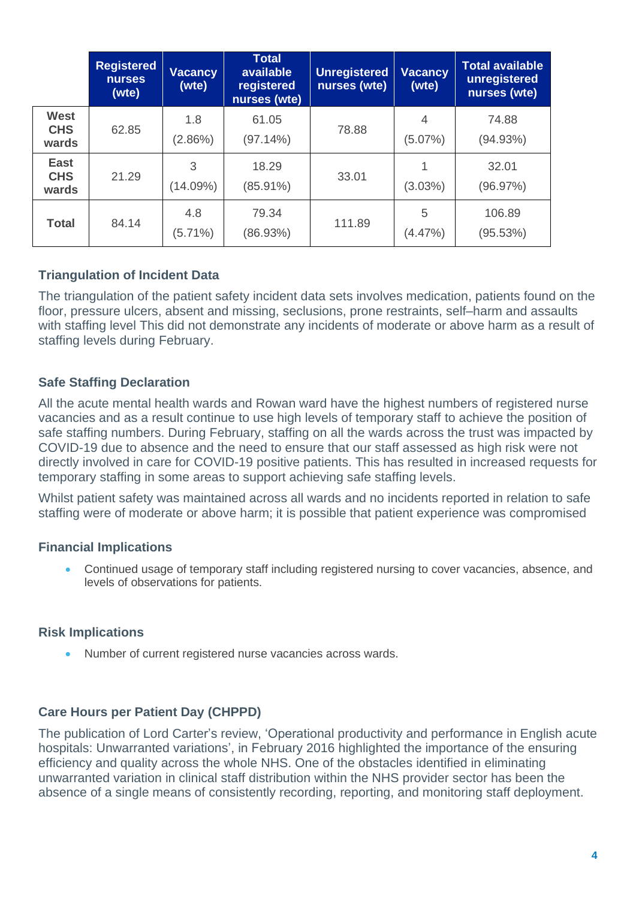| | Registered nurses (wte) | Vacancy (wte) | Total available registered nurses (wte) | Unregistered nurses (wte) | Vacancy (wte) | Total available unregistered nurses (wte) |
|---|---|---|---|---|---|---|
| **West CHS wards** | 62.85 | 1.8 (2.86%) | 61.05 (97.14%) | 78.88 | 4 (5.07%) | 74.88 (94.93%) |
| **East CHS wards** | 21.29 | 3 (14.09%) | 18.29 (85.91%) | 33.01 | 1 (3.03%) | 32.01 (96.97%) |
| **Total** | 84.14 | 4.8 (5.71%) | 79.34 (86.93%) | 111.89 | 5 (4.47%) | 106.89 (95.53%) |

### Triangulation of Incident Data

The triangulation of the patient safety incident data sets involves medication, patients found on the floor, pressure ulcers, absent and missing, seclusions, prone restraints, self–harm and assaults with staffing level This did not demonstrate any incidents of moderate or above harm as a result of staffing levels during February.

### Safe Staffing Declaration

All the acute mental health wards and Rowan ward have the highest numbers of registered nurse vacancies and as a result continue to use high levels of temporary staff to achieve the position of safe staffing numbers. During February, staffing on all the wards across the trust was impacted by COVID-19 due to absence and the need to ensure that our staff assessed as high risk were not directly involved in care for COVID-19 positive patients. This has resulted in increased requests for temporary staffing in some areas to support achieving safe staffing levels.

Whilst patient safety was maintained across all wards and no incidents reported in relation to safe staffing were of moderate or above harm; it is possible that patient experience was compromised

### Financial Implications

- Continued usage of temporary staff including registered nursing to cover vacancies, absence, and levels of observations for patients.

### Risk Implications

- Number of current registered nurse vacancies across wards.

### Care Hours per Patient Day (CHPPD)

The publication of Lord Carter's review, 'Operational productivity and performance in English acute hospitals: Unwarranted variations', in February 2016 highlighted the importance of the ensuring efficiency and quality across the whole NHS. One of the obstacles identified in eliminating unwarranted variation in clinical staff distribution within the NHS provider sector has been the absence of a single means of consistently recording, reporting, and monitoring staff deployment.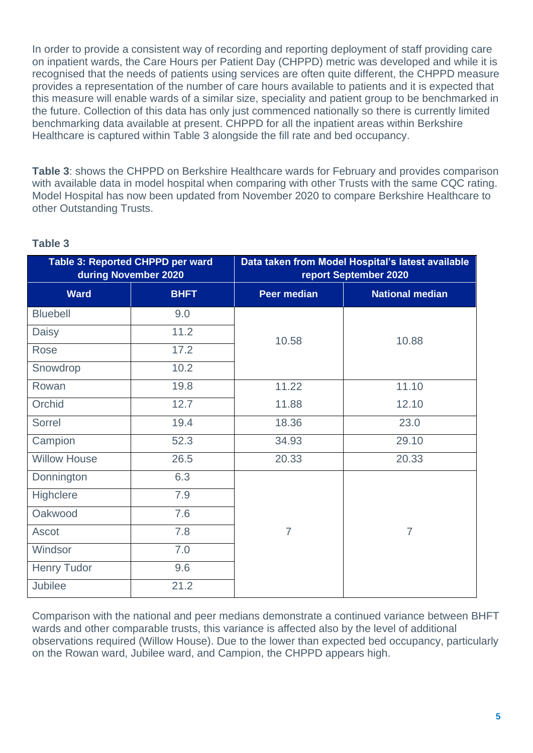In order to provide a consistent way of recording and reporting deployment of staff providing care on inpatient wards, the Care Hours per Patient Day (CHPPD) metric was developed and while it is recognised that the needs of patients using services are often quite different, the CHPPD measure provides a representation of the number of care hours available to patients and it is expected that this measure will enable wards of a similar size, speciality and patient group to be benchmarked in the future. Collection of this data has only just commenced nationally so there is currently limited benchmarking data available at present. CHPPD for all the inpatient areas within Berkshire Healthcare is captured within Table 3 alongside the fill rate and bed occupancy.

**Table 3**: shows the CHPPD on Berkshire Healthcare wards for February and provides comparison with available data in model hospital when comparing with other Trusts with the same CQC rating. Model Hospital has now been updated from November 2020 to compare Berkshire Healthcare to other Outstanding Trusts.

**Table 3**

| Table 3: Reported CHPPD per ward during November 2020 | | Data taken from Model Hospital's latest available report September 2020 | |
|---|---|---|---|
| **Ward** | **BHFT** | **Peer median** | **National median** |
| Bluebell | 9.0 | 10.58 | 10.88 |
| Daisy | 11.2 | | |
| Rose | 17.2 | | |
| Snowdrop | 10.2 | | |
| Rowan | 19.8 | 11.22 | 11.10 |
| Orchid | 12.7 | 11.88 | 12.10 |
| Sorrel | 19.4 | 18.36 | 23.0 |
| Campion | 52.3 | 34.93 | 29.10 |
| Willow House | 26.5 | 20.33 | 20.33 |
| Donnington | 6.3 | 7 | 7 |
| Highclere | 7.9 | | |
| Oakwood | 7.6 | | |
| Ascot | 7.8 | | |
| Windsor | 7.0 | | |
| Henry Tudor | 9.6 | | |
| Jubilee | 21.2 | | |

Comparison with the national and peer medians demonstrate a continued variance between BHFT wards and other comparable trusts, this variance is affected also by the level of additional observations required (Willow House). Due to the lower than expected bed occupancy, particularly on the Rowan ward, Jubilee ward, and Campion, the CHPPD appears high.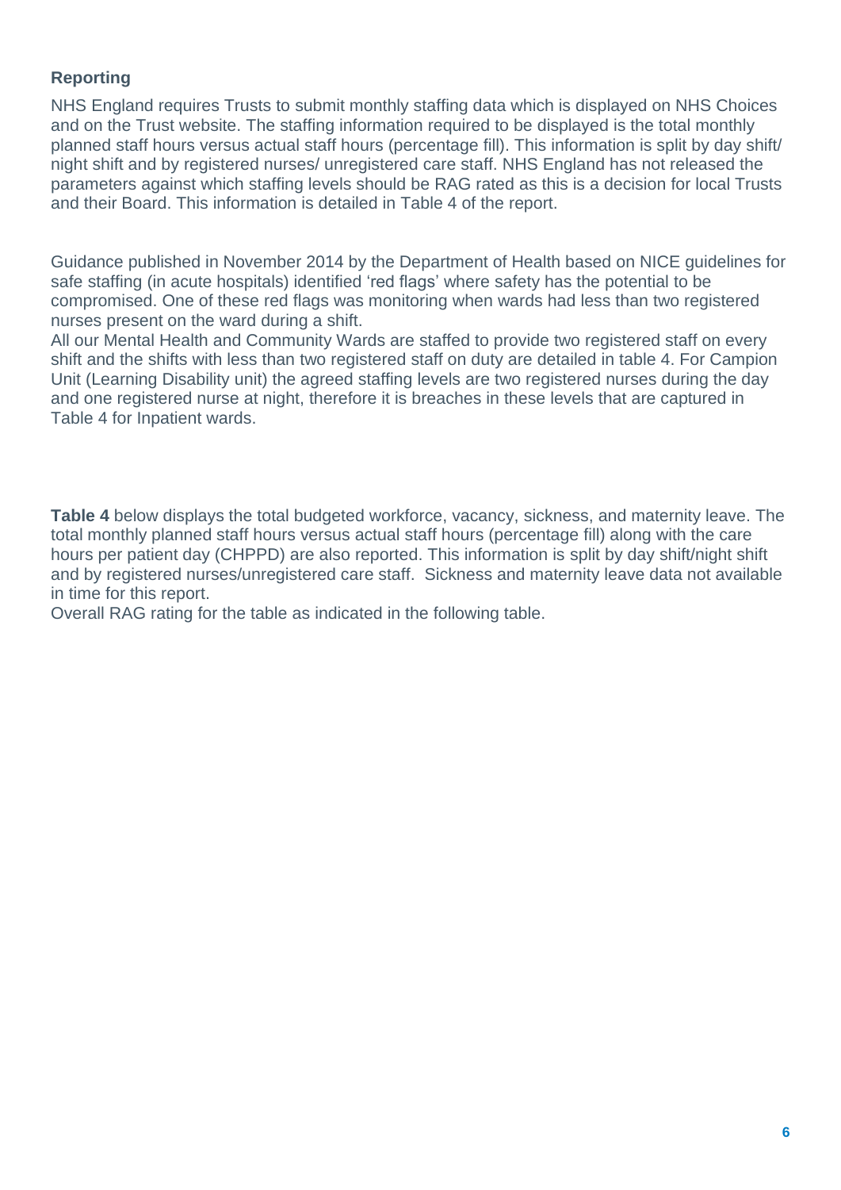### Reporting

NHS England requires Trusts to submit monthly staffing data which is displayed on NHS Choices and on the Trust website. The staffing information required to be displayed is the total monthly planned staff hours versus actual staff hours (percentage fill). This information is split by day shift/ night shift and by registered nurses/ unregistered care staff. NHS England has not released the parameters against which staffing levels should be RAG rated as this is a decision for local Trusts and their Board. This information is detailed in Table 4 of the report.

Guidance published in November 2014 by the Department of Health based on NICE guidelines for safe staffing (in acute hospitals) identified 'red flags' where safety has the potential to be compromised. One of these red flags was monitoring when wards had less than two registered nurses present on the ward during a shift.

All our Mental Health and Community Wards are staffed to provide two registered staff on every shift and the shifts with less than two registered staff on duty are detailed in table 4. For Campion Unit (Learning Disability unit) the agreed staffing levels are two registered nurses during the day and one registered nurse at night, therefore it is breaches in these levels that are captured in Table 4 for Inpatient wards.

**Table 4** below displays the total budgeted workforce, vacancy, sickness, and maternity leave. The total monthly planned staff hours versus actual staff hours (percentage fill) along with the care hours per patient day (CHPPD) are also reported. This information is split by day shift/night shift and by registered nurses/unregistered care staff. Sickness and maternity leave data not available in time for this report.

Overall RAG rating for the table as indicated in the following table.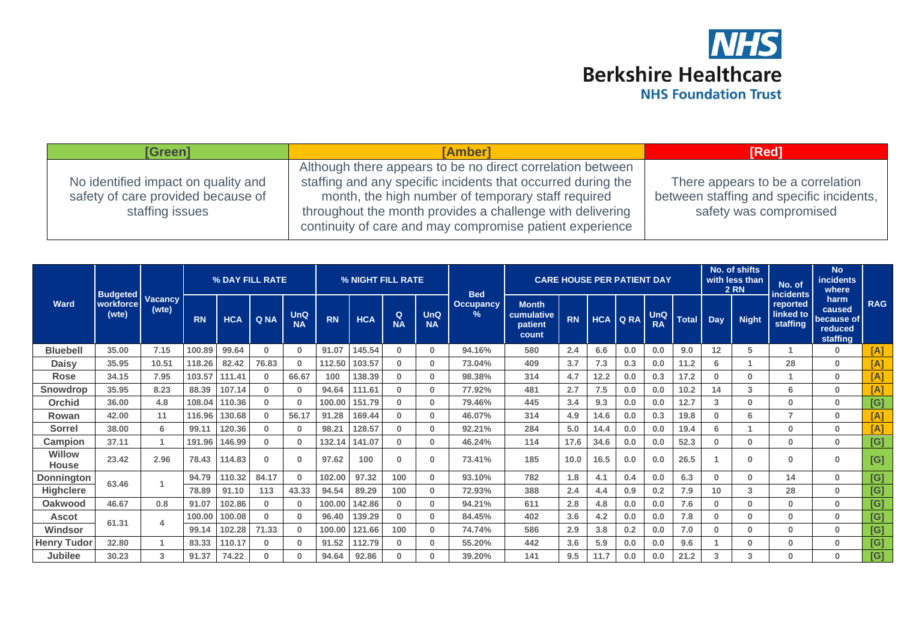| [Green] | [Amber] | [Red] |
|---|---|---|
| No identified impact on quality and safety of care provided because of staffing issues | Although there appears to be no direct correlation between staffing and any specific incidents that occurred during the month, the high number of temporary staff required throughout the month provides a challenge with delivering continuity of care and may compromise patient experience | There appears to be a correlation between staffing and specific incidents, safety was compromised |

| Ward | Budgeted workforce (wte) | Vacancy (wte) | % DAY FILL RATE | | | | % NIGHT FILL RATE | | | | Bed Occupancy % | CARE HOUSE PER PATIENT DAY | | | | | | No. of shifts with less than 2 RN | | No. of incidents reported linked to staffing | No incidents where harm caused because of reduced staffing | RAG |
|---|---|---|---|---|---|---|---|---|---|---|---|---|---|---|---|---|---|---|---|---|---|---|
| | | | RN | HCA | Q NA | UnQ NA | RN | HCA | Q NA | UnQ NA | | Month cumulative patient count | RN | HCA | Q RA | UnQ RA | Total | Day | Night | | | |
| Bluebell | 35.00 | 7.15 | 100.89 | 99.64 | 0 | 0 | 91.07 | 145.54 | 0 | 0 | 94.16% | 580 | 2.4 | 6.6 | 0.0 | 0.0 | 9.0 | 12 | 5 | 1 | 0 | [A] |
| Daisy | 35.95 | 10.51 | 118.26 | 82.42 | 76.83 | 0 | 112.50 | 103.57 | 0 | 0 | 73.04% | 409 | 3.7 | 7.3 | 0.3 | 0.0 | 11.2 | 6 | 1 | 28 | 0 | [A] |
| Rose | 34.15 | 7.95 | 103.57 | 111.41 | 0 | 66.67 | 100 | 138.39 | 0 | 0 | 98.38% | 314 | 4.7 | 12.2 | 0.0 | 0.3 | 17.2 | 0 | 0 | 1 | 0 | [A] |
| Snowdrop | 35.95 | 8.23 | 88.39 | 107.14 | 0 | 0 | 94.64 | 111.61 | 0 | 0 | 77.92% | 481 | 2.7 | 7.5 | 0.0 | 0.0 | 10.2 | 14 | 3 | 6 | 0 | [A] |
| Orchid | 36.00 | 4.8 | 108.04 | 110.36 | 0 | 0 | 100.00 | 151.79 | 0 | 0 | 79.46% | 445 | 3.4 | 9.3 | 0.0 | 0.0 | 12.7 | 3 | 0 | 0 | 0 | [G] |
| Rowan | 42.00 | 11 | 116.96 | 130.68 | 0 | 56.17 | 91.28 | 169.44 | 0 | 0 | 46.07% | 314 | 4.9 | 14.6 | 0.0 | 0.3 | 19.8 | 0 | 6 | 7 | 0 | [A] |
| Sorrel | 38.00 | 6 | 99.11 | 120.36 | 0 | 0 | 98.21 | 128.57 | 0 | 0 | 92.21% | 284 | 5.0 | 14.4 | 0.0 | 0.0 | 19.4 | 6 | 1 | 0 | 0 | [A] |
| Campion | 37.11 | 1 | 191.96 | 146.99 | 0 | 0 | 132.14 | 141.07 | 0 | 0 | 46.24% | 114 | 17.6 | 34.6 | 0.0 | 0.0 | 52.3 | 0 | 0 | 0 | 0 | [G] |
| Willow House | 23.42 | 2.96 | 78.43 | 114.83 | 0 | 0 | 97.62 | 100 | 0 | 0 | 73.41% | 185 | 10.0 | 16.5 | 0.0 | 0.0 | 26.5 | 1 | 0 | 0 | 0 | [G] |
| Donnington | 63.46 | 1 | 94.79 | 110.32 | 84.17 | 0 | 102.00 | 97.32 | 100 | 0 | 93.10% | 782 | 1.8 | 4.1 | 0.4 | 0.0 | 6.3 | 0 | 0 | 14 | 0 | [G] |
| Highclere | | | 78.89 | 91.10 | 113 | 43.33 | 94.54 | 89.29 | 100 | 0 | 72.93% | 388 | 2.4 | 4.4 | 0.9 | 0.2 | 7.9 | 10 | 3 | 28 | 0 | [G] |
| Oakwood | 46.67 | 0.8 | 91.07 | 102.86 | 0 | 0 | 100.00 | 142.86 | 0 | 0 | 94.21% | 611 | 2.8 | 4.8 | 0.0 | 0.0 | 7.6 | 0 | 0 | 0 | 0 | [G] |
| Ascot | 61.31 | 4 | 100.00 | 100.08 | 0 | 0 | 96.40 | 139.29 | 0 | 0 | 84.45% | 402 | 3.6 | 4.2 | 0.0 | 0.0 | 7.8 | 0 | 0 | 0 | 0 | [G] |
| Windsor | | | 99.14 | 102.28 | 71.33 | 0 | 100.00 | 121.66 | 100 | 0 | 74.74% | 586 | 2.9 | 3.8 | 0.2 | 0.0 | 7.0 | 0 | 0 | 0 | 0 | [G] |
| Henry Tudor | 32.80 | 1 | 83.33 | 110.17 | 0 | 0 | 91.52 | 112.79 | 0 | 0 | 55.20% | 442 | 3.6 | 5.9 | 0.0 | 0.0 | 9.6 | 1 | 0 | 0 | 0 | [G] |
| Jubilee | 30.23 | 3 | 91.37 | 74.22 | 0 | 0 | 94.64 | 92.86 | 0 | 0 | 39.20% | 141 | 9.5 | 11.7 | 0.0 | 0.0 | 21.2 | 3 | 3 | 0 | 0 | [G] |